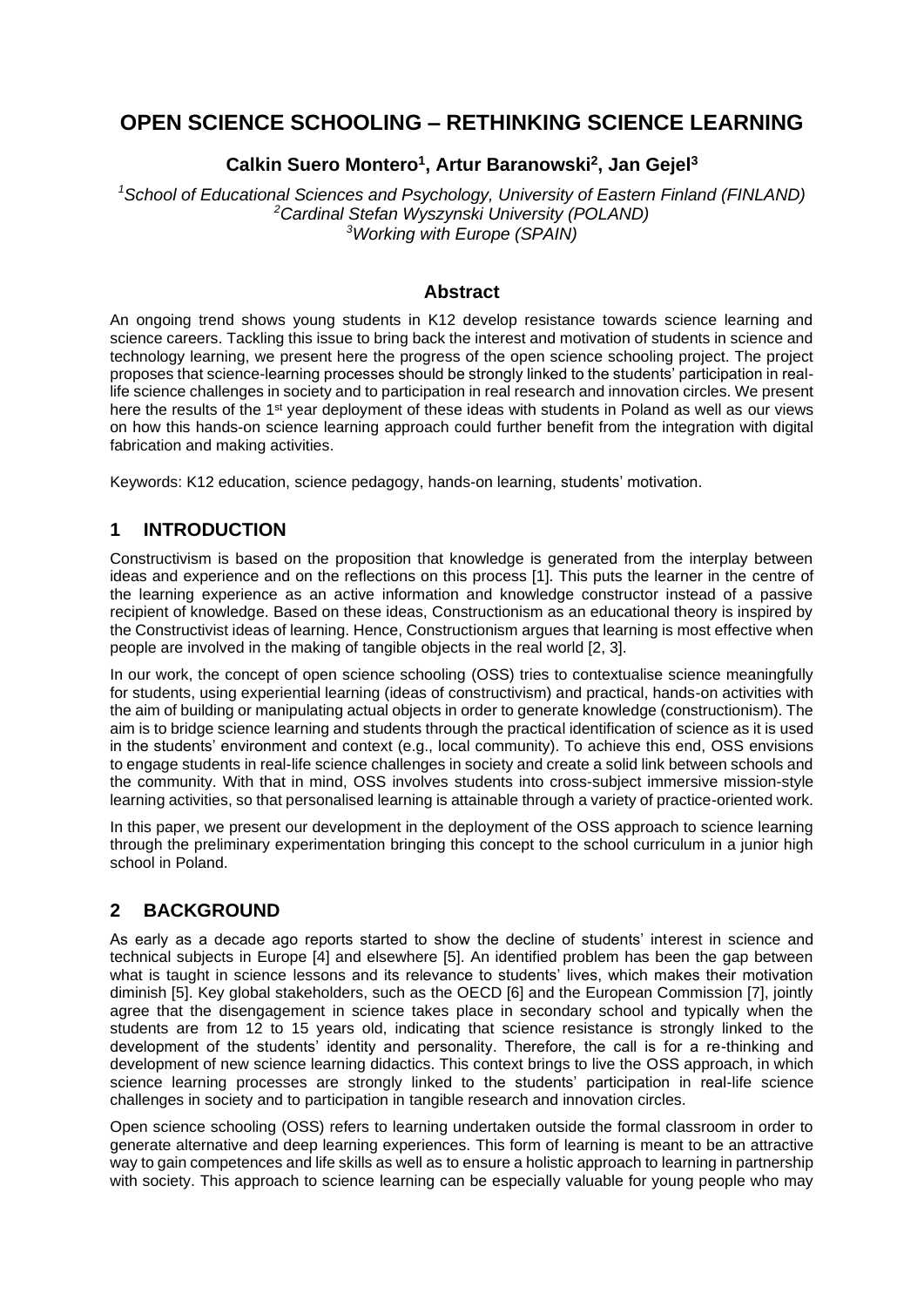# OPEN SCIENCE SCHOOLING – RETHINKING SCIENCE LEARNING

**Calkin Suero Montero[1], Artur Baranowski[2], Jan Gejel[3]**

*[1]School of Educational Sciences and Psychology, University of Eastern Finland (FINLAND)*
*[2]Cardinal Stefan Wyszynski University (POLAND)*
*[3]Working with Europe (SPAIN)*

## Abstract

An ongoing trend shows young students in K12 develop resistance towards science learning and science careers. Tackling this issue to bring back the interest and motivation of students in science and technology learning, we present here the progress of the open science schooling project. The project proposes that science-learning processes should be strongly linked to the students' participation in real-life science challenges in society and to participation in real research and innovation circles. We present here the results of the 1st year deployment of these ideas with students in Poland as well as our views on how this hands-on science learning approach could further benefit from the integration with digital fabrication and making activities.

Keywords: K12 education, science pedagogy, hands-on learning, students' motivation.

## 1 INTRODUCTION

Constructivism is based on the proposition that knowledge is generated from the interplay between ideas and experience and on the reflections on this process [1]. This puts the learner in the centre of the learning experience as an active information and knowledge constructor instead of a passive recipient of knowledge. Based on these ideas, Constructionism as an educational theory is inspired by the Constructivist ideas of learning. Hence, Constructionism argues that learning is most effective when people are involved in the making of tangible objects in the real world [2, 3].

In our work, the concept of open science schooling (OSS) tries to contextualise science meaningfully for students, using experiential learning (ideas of constructivism) and practical, hands-on activities with the aim of building or manipulating actual objects in order to generate knowledge (constructionism). The aim is to bridge science learning and students through the practical identification of science as it is used in the students' environment and context (e.g., local community). To achieve this end, OSS envisions to engage students in real-life science challenges in society and create a solid link between schools and the community. With that in mind, OSS involves students into cross-subject immersive mission-style learning activities, so that personalised learning is attainable through a variety of practice-oriented work.

In this paper, we present our development in the deployment of the OSS approach to science learning through the preliminary experimentation bringing this concept to the school curriculum in a junior high school in Poland.

## 2 BACKGROUND

As early as a decade ago reports started to show the decline of students' interest in science and technical subjects in Europe [4] and elsewhere [5]. An identified problem has been the gap between what is taught in science lessons and its relevance to students' lives, which makes their motivation diminish [5]. Key global stakeholders, such as the OECD [6] and the European Commission [7], jointly agree that the disengagement in science takes place in secondary school and typically when the students are from 12 to 15 years old, indicating that science resistance is strongly linked to the development of the students' identity and personality. Therefore, the call is for a re-thinking and development of new science learning didactics. This context brings to live the OSS approach, in which science learning processes are strongly linked to the students' participation in real-life science challenges in society and to participation in tangible research and innovation circles.

Open science schooling (OSS) refers to learning undertaken outside the formal classroom in order to generate alternative and deep learning experiences. This form of learning is meant to be an attractive way to gain competences and life skills as well as to ensure a holistic approach to learning in partnership with society. This approach to science learning can be especially valuable for young people who may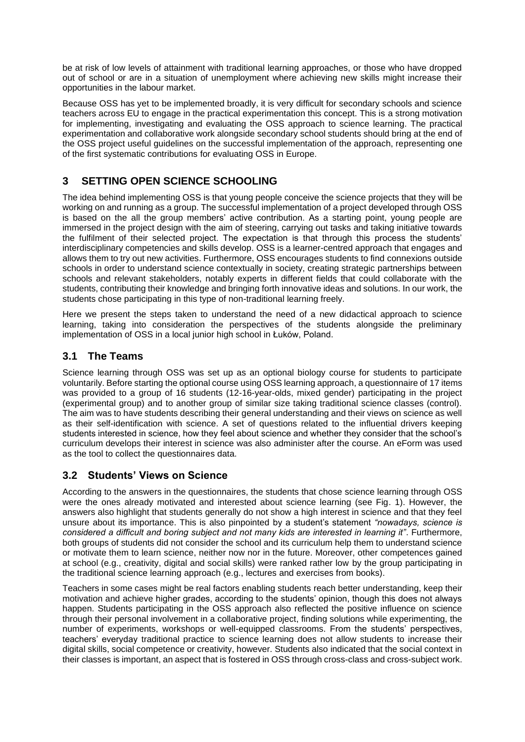be at risk of low levels of attainment with traditional learning approaches, or those who have dropped out of school or are in a situation of unemployment where achieving new skills might increase their opportunities in the labour market.

Because OSS has yet to be implemented broadly, it is very difficult for secondary schools and science teachers across EU to engage in the practical experimentation this concept. This is a strong motivation for implementing, investigating and evaluating the OSS approach to science learning. The practical experimentation and collaborative work alongside secondary school students should bring at the end of the OSS project useful guidelines on the successful implementation of the approach, representing one of the first systematic contributions for evaluating OSS in Europe.

# 3 SETTING OPEN SCIENCE SCHOOLING

The idea behind implementing OSS is that young people conceive the science projects that they will be working on and running as a group. The successful implementation of a project developed through OSS is based on the all the group members' active contribution. As a starting point, young people are immersed in the project design with the aim of steering, carrying out tasks and taking initiative towards the fulfilment of their selected project. The expectation is that through this process the students' interdisciplinary competencies and skills develop. OSS is a learner-centred approach that engages and allows them to try out new activities. Furthermore, OSS encourages students to find connexions outside schools in order to understand science contextually in society, creating strategic partnerships between schools and relevant stakeholders, notably experts in different fields that could collaborate with the students, contributing their knowledge and bringing forth innovative ideas and solutions. In our work, the students chose participating in this type of non-traditional learning freely.

Here we present the steps taken to understand the need of a new didactical approach to science learning, taking into consideration the perspectives of the students alongside the preliminary implementation of OSS in a local junior high school in Łuków, Poland.

## 3.1 The Teams

Science learning through OSS was set up as an optional biology course for students to participate voluntarily. Before starting the optional course using OSS learning approach, a questionnaire of 17 items was provided to a group of 16 students (12-16-year-olds, mixed gender) participating in the project (experimental group) and to another group of similar size taking traditional science classes (control). The aim was to have students describing their general understanding and their views on science as well as their self-identification with science. A set of questions related to the influential drivers keeping students interested in science, how they feel about science and whether they consider that the school's curriculum develops their interest in science was also administer after the course. An eForm was used as the tool to collect the questionnaires data.

## 3.2 Students' Views on Science

According to the answers in the questionnaires, the students that chose science learning through OSS were the ones already motivated and interested about science learning (see Fig. 1). However, the answers also highlight that students generally do not show a high interest in science and that they feel unsure about its importance. This is also pinpointed by a student's statement *"nowadays, science is considered a difficult and boring subject and not many kids are interested in learning it"*. Furthermore, both groups of students did not consider the school and its curriculum help them to understand science or motivate them to learn science, neither now nor in the future. Moreover, other competences gained at school (e.g., creativity, digital and social skills) were ranked rather low by the group participating in the traditional science learning approach (e.g., lectures and exercises from books).

Teachers in some cases might be real factors enabling students reach better understanding, keep their motivation and achieve higher grades, according to the students' opinion, though this does not always happen. Students participating in the OSS approach also reflected the positive influence on science through their personal involvement in a collaborative project, finding solutions while experimenting, the number of experiments, workshops or well-equipped classrooms. From the students' perspectives, teachers' everyday traditional practice to science learning does not allow students to increase their digital skills, social competence or creativity, however. Students also indicated that the social context in their classes is important, an aspect that is fostered in OSS through cross-class and cross-subject work.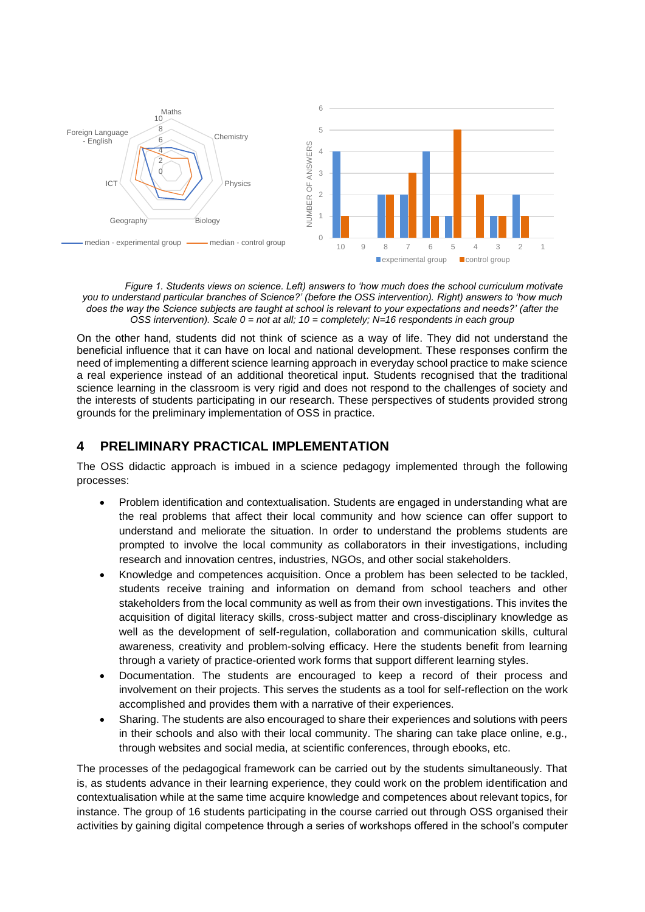Maths
10
8
6
4
2
0
Chemistry
Physics
Biology
Geography
ICT
Foreign Language - English

median - experimental group
median - control group

NUMBER OF ANSWERS
6
5
4
3
2
1
0
10 9 8 7 6 5 4 3 2 1

experimental group
control group

*Figure 1. Students views on science. Left) answers to 'how much does the school curriculum motivate you to understand particular branches of Science?' (before the OSS intervention). Right) answers to 'how much does the way the Science subjects are taught at school is relevant to your expectations and needs?' (after the OSS intervention). Scale 0 = not at all; 10 = completely; N=16 respondents in each group*

On the other hand, students did not think of science as a way of life. They did not understand the beneficial influence that it can have on local and national development. These responses confirm the need of implementing a different science learning approach in everyday school practice to make science a real experience instead of an additional theoretical input. Students recognised that the traditional science learning in the classroom is very rigid and does not respond to the challenges of society and the interests of students participating in our research. These perspectives of students provided strong grounds for the preliminary implementation of OSS in practice.

## 4 PRELIMINARY PRACTICAL IMPLEMENTATION

The OSS didactic approach is imbued in a science pedagogy implemented through the following processes:

- Problem identification and contextualisation. Students are engaged in understanding what are the real problems that affect their local community and how science can offer support to understand and meliorate the situation. In order to understand the problems students are prompted to involve the local community as collaborators in their investigations, including research and innovation centres, industries, NGOs, and other social stakeholders.
- Knowledge and competences acquisition. Once a problem has been selected to be tackled, students receive training and information on demand from school teachers and other stakeholders from the local community as well as from their own investigations. This invites the acquisition of digital literacy skills, cross-subject matter and cross-disciplinary knowledge as well as the development of self-regulation, collaboration and communication skills, cultural awareness, creativity and problem-solving efficacy. Here the students benefit from learning through a variety of practice-oriented work forms that support different learning styles.
- Documentation. The students are encouraged to keep a record of their process and involvement on their projects. This serves the students as a tool for self-reflection on the work accomplished and provides them with a narrative of their experiences.
- Sharing. The students are also encouraged to share their experiences and solutions with peers in their schools and also with their local community. The sharing can take place online, e.g., through websites and social media, at scientific conferences, through ebooks, etc.

The processes of the pedagogical framework can be carried out by the students simultaneously. That is, as students advance in their learning experience, they could work on the problem identification and contextualisation while at the same time acquire knowledge and competences about relevant topics, for instance. The group of 16 students participating in the course carried out through OSS organised their activities by gaining digital competence through a series of workshops offered in the school's computer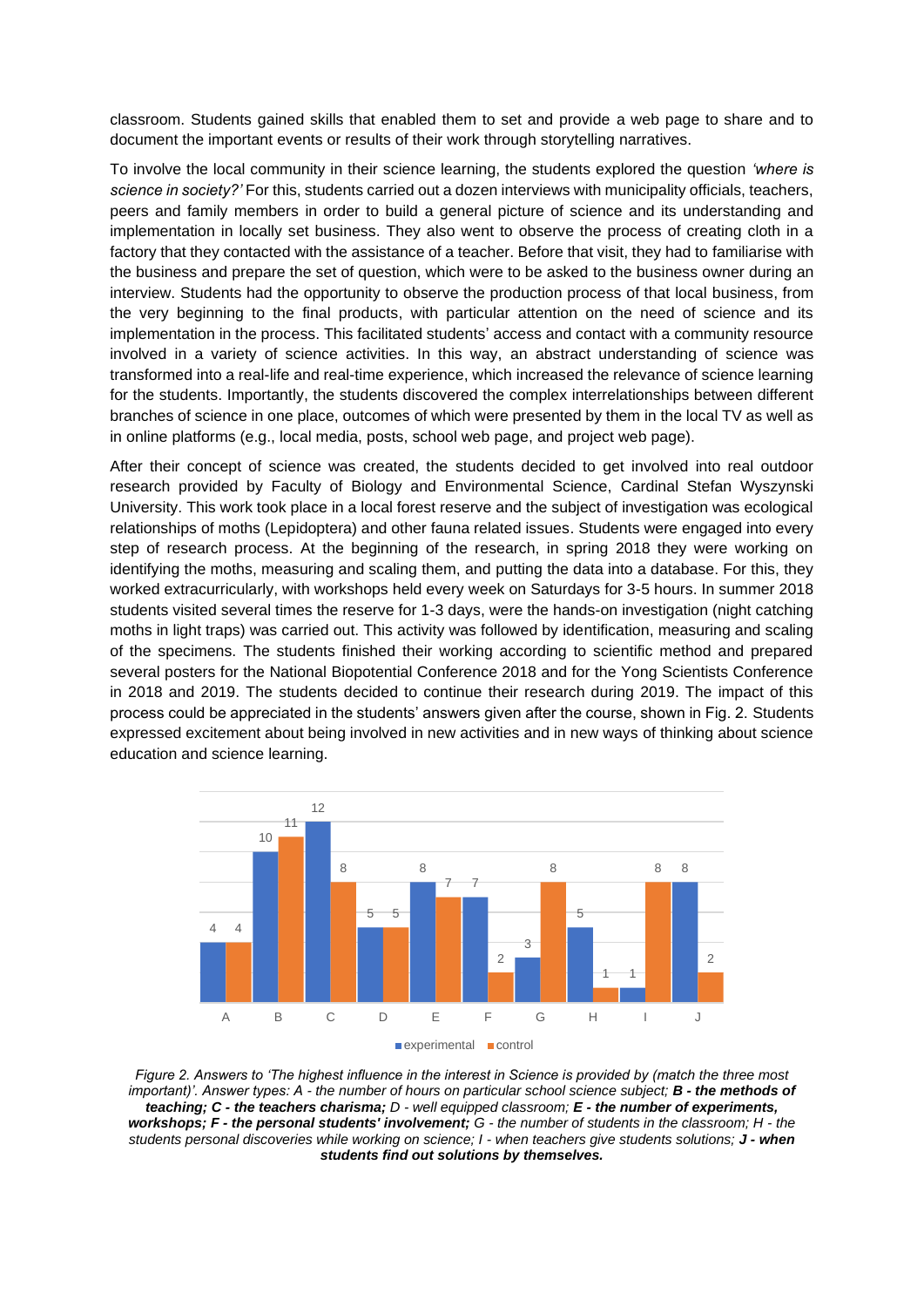classroom. Students gained skills that enabled them to set and provide a web page to share and to document the important events or results of their work through storytelling narratives.

To involve the local community in their science learning, the students explored the question *'where is science in society?'* For this, students carried out a dozen interviews with municipality officials, teachers, peers and family members in order to build a general picture of science and its understanding and implementation in locally set business. They also went to observe the process of creating cloth in a factory that they contacted with the assistance of a teacher. Before that visit, they had to familiarise with the business and prepare the set of question, which were to be asked to the business owner during an interview. Students had the opportunity to observe the production process of that local business, from the very beginning to the final products, with particular attention on the need of science and its implementation in the process. This facilitated students' access and contact with a community resource involved in a variety of science activities. In this way, an abstract understanding of science was transformed into a real-life and real-time experience, which increased the relevance of science learning for the students. Importantly, the students discovered the complex interrelationships between different branches of science in one place, outcomes of which were presented by them in the local TV as well as in online platforms (e.g., local media, posts, school web page, and project web page).

After their concept of science was created, the students decided to get involved into real outdoor research provided by Faculty of Biology and Environmental Science, Cardinal Stefan Wyszynski University. This work took place in a local forest reserve and the subject of investigation was ecological relationships of moths (Lepidoptera) and other fauna related issues. Students were engaged into every step of research process. At the beginning of the research, in spring 2018 they were working on identifying the moths, measuring and scaling them, and putting the data into a database. For this, they worked extracurricularly, with workshops held every week on Saturdays for 3-5 hours. In summer 2018 students visited several times the reserve for 1-3 days, were the hands-on investigation (night catching moths in light traps) was carried out. This activity was followed by identification, measuring and scaling of the specimens. The students finished their working according to scientific method and prepared several posters for the National Biopotential Conference 2018 and for the Yong Scientists Conference in 2018 and 2019. The students decided to continue their research during 2019. The impact of this process could be appreciated in the students' answers given after the course, shown in Fig. 2. Students expressed excitement about being involved in new activities and in new ways of thinking about science education and science learning.

4 4 10 11 12 8 5 5 8 7 7 2 3 8 5 1 1 8 8 2

A B C D E F G H I J

experimental control

*Figure 2. Answers to 'The highest influence in the interest in Science is provided by (match the three most important)'. Answer types: A - the number of hours on particular school science subject;* ***B - the methods of teaching; C - the teachers charisma;*** *D - well equipped classroom;* ***E - the number of experiments, workshops; F - the personal students' involvement;*** *G - the number of students in the classroom; H - the students personal discoveries while working on science; I - when teachers give students solutions;* ***J - when students find out solutions by themselves.***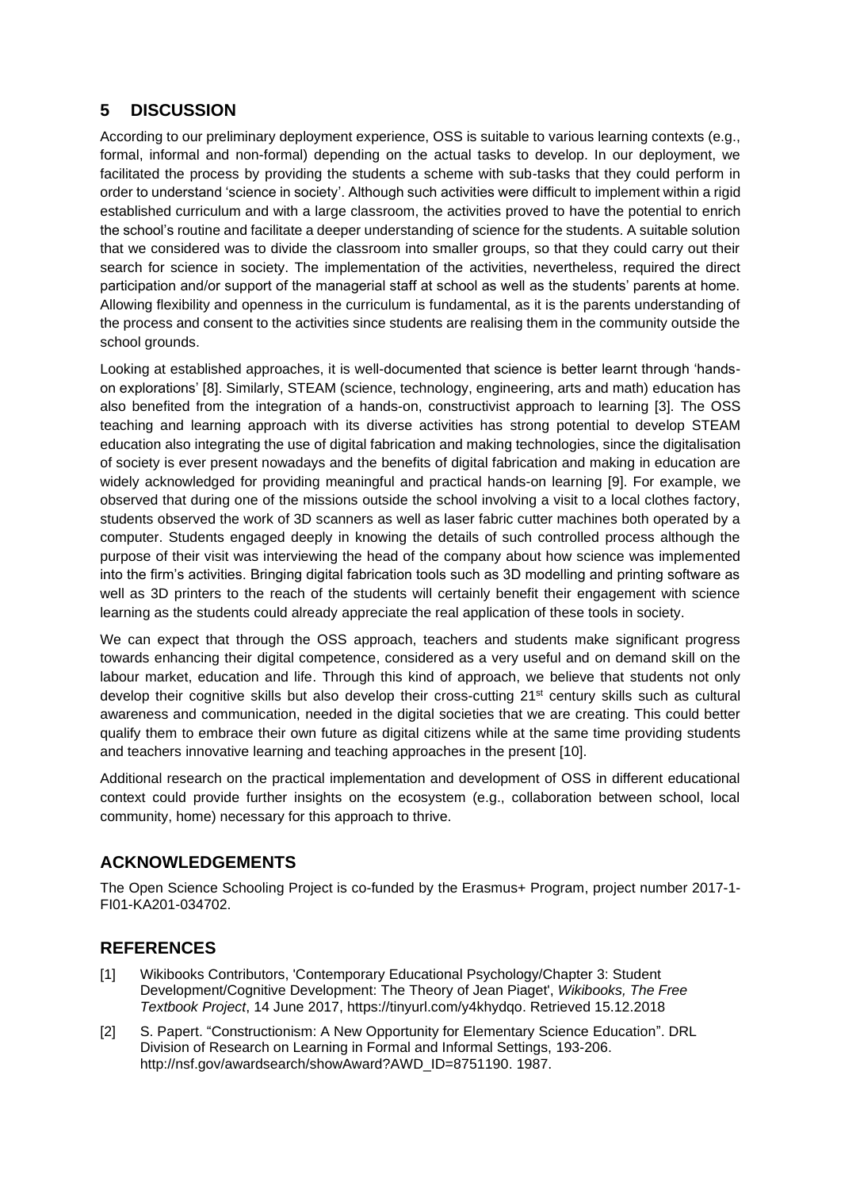## 5 DISCUSSION

According to our preliminary deployment experience, OSS is suitable to various learning contexts (e.g., formal, informal and non-formal) depending on the actual tasks to develop. In our deployment, we facilitated the process by providing the students a scheme with sub-tasks that they could perform in order to understand 'science in society'. Although such activities were difficult to implement within a rigid established curriculum and with a large classroom, the activities proved to have the potential to enrich the school's routine and facilitate a deeper understanding of science for the students. A suitable solution that we considered was to divide the classroom into smaller groups, so that they could carry out their search for science in society. The implementation of the activities, nevertheless, required the direct participation and/or support of the managerial staff at school as well as the students' parents at home. Allowing flexibility and openness in the curriculum is fundamental, as it is the parents understanding of the process and consent to the activities since students are realising them in the community outside the school grounds.

Looking at established approaches, it is well-documented that science is better learnt through 'hands-on explorations' [8]. Similarly, STEAM (science, technology, engineering, arts and math) education has also benefited from the integration of a hands-on, constructivist approach to learning [3]. The OSS teaching and learning approach with its diverse activities has strong potential to develop STEAM education also integrating the use of digital fabrication and making technologies, since the digitalisation of society is ever present nowadays and the benefits of digital fabrication and making in education are widely acknowledged for providing meaningful and practical hands-on learning [9]. For example, we observed that during one of the missions outside the school involving a visit to a local clothes factory, students observed the work of 3D scanners as well as laser fabric cutter machines both operated by a computer. Students engaged deeply in knowing the details of such controlled process although the purpose of their visit was interviewing the head of the company about how science was implemented into the firm's activities. Bringing digital fabrication tools such as 3D modelling and printing software as well as 3D printers to the reach of the students will certainly benefit their engagement with science learning as the students could already appreciate the real application of these tools in society.

We can expect that through the OSS approach, teachers and students make significant progress towards enhancing their digital competence, considered as a very useful and on demand skill on the labour market, education and life. Through this kind of approach, we believe that students not only develop their cognitive skills but also develop their cross-cutting 21st century skills such as cultural awareness and communication, needed in the digital societies that we are creating. This could better qualify them to embrace their own future as digital citizens while at the same time providing students and teachers innovative learning and teaching approaches in the present [10].

Additional research on the practical implementation and development of OSS in different educational context could provide further insights on the ecosystem (e.g., collaboration between school, local community, home) necessary for this approach to thrive.

## ACKNOWLEDGEMENTS

The Open Science Schooling Project is co-funded by the Erasmus+ Program, project number 2017-1-FI01-KA201-034702.

## REFERENCES

[1] Wikibooks Contributors, 'Contemporary Educational Psychology/Chapter 3: Student Development/Cognitive Development: The Theory of Jean Piaget', *Wikibooks, The Free Textbook Project*, 14 June 2017, https://tinyurl.com/y4khydqo. Retrieved 15.12.2018

[2] S. Papert. "Constructionism: A New Opportunity for Elementary Science Education". DRL Division of Research on Learning in Formal and Informal Settings, 193-206. http://nsf.gov/awardsearch/showAward?AWD_ID=8751190. 1987.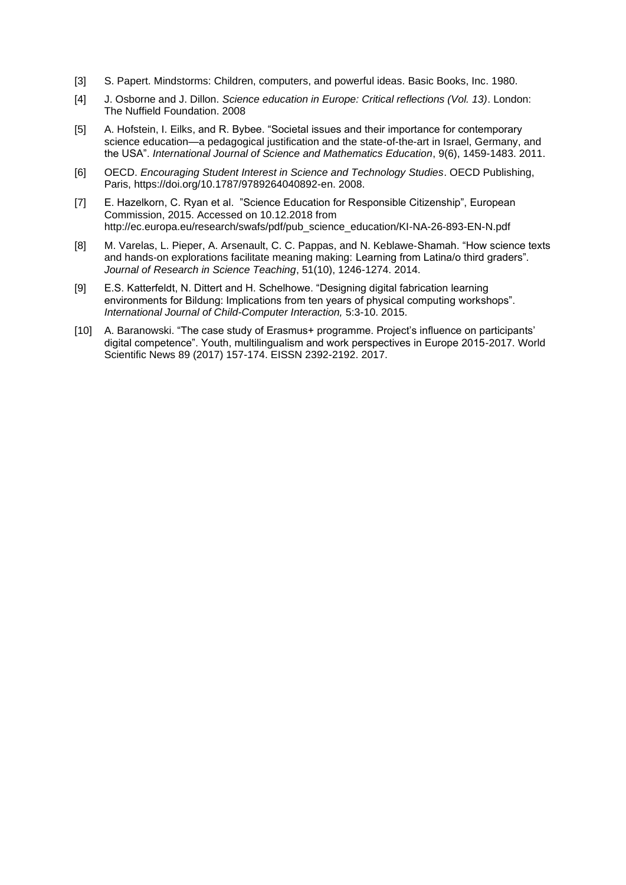[3] S. Papert. Mindstorms: Children, computers, and powerful ideas. Basic Books, Inc. 1980.

[4] J. Osborne and J. Dillon. *Science education in Europe: Critical reflections (Vol. 13)*. London: The Nuffield Foundation. 2008

[5] A. Hofstein, I. Eilks, and R. Bybee. “Societal issues and their importance for contemporary science education—a pedagogical justification and the state-of-the-art in Israel, Germany, and the USA”. *International Journal of Science and Mathematics Education*, 9(6), 1459-1483. 2011.

[6] OECD. *Encouraging Student Interest in Science and Technology Studies*. OECD Publishing, Paris, https://doi.org/10.1787/9789264040892-en. 2008.

[7] E. Hazelkorn, C. Ryan et al. ”Science Education for Responsible Citizenship”, European Commission, 2015. Accessed on 10.12.2018 from http://ec.europa.eu/research/swafs/pdf/pub_science_education/KI-NA-26-893-EN-N.pdf

[8] M. Varelas, L. Pieper, A. Arsenault, C. C. Pappas, and N. Keblawe-Shamah. “How science texts and hands-on explorations facilitate meaning making: Learning from Latina/o third graders”. *Journal of Research in Science Teaching*, 51(10), 1246-1274. 2014.

[9] E.S. Katterfeldt, N. Dittert and H. Schelhowe. “Designing digital fabrication learning environments for Bildung: Implications from ten years of physical computing workshops”. *International Journal of Child-Computer Interaction,* 5:3-10. 2015.

[10] A. Baranowski. “The case study of Erasmus+ programme. Project’s influence on participants’ digital competence”. Youth, multilingualism and work perspectives in Europe 2015-2017. World Scientific News 89 (2017) 157-174. EISSN 2392-2192. 2017.